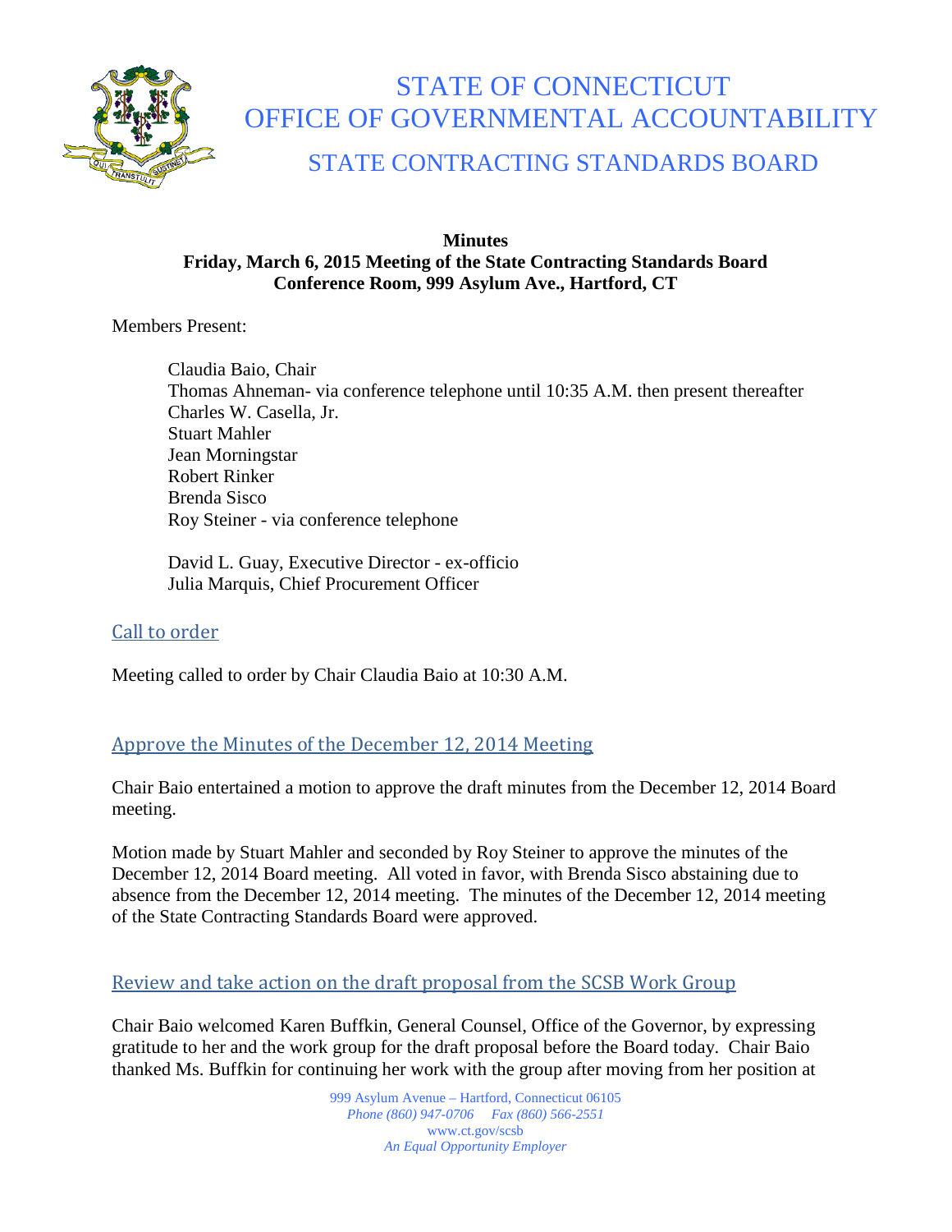# STATE OF CONNECTICUT
# OFFICE OF GOVERNMENTAL ACCOUNTABILITY
## STATE CONTRACTING STANDARDS BOARD

**Minutes**
**Friday, March 6, 2015 Meeting of the State Contracting Standards Board**
**Conference Room, 999 Asylum Ave., Hartford, CT**

Members Present:

Claudia Baio, Chair
Thomas Ahneman- via conference telephone until 10:35 A.M. then present thereafter
Charles W. Casella, Jr.
Stuart Mahler
Jean Morningstar
Robert Rinker
Brenda Sisco
Roy Steiner - via conference telephone

David L. Guay, Executive Director - ex-officio
Julia Marquis, Chief Procurement Officer

## Call to order

Meeting called to order by Chair Claudia Baio at 10:30 A.M.

## Approve the Minutes of the December 12, 2014 Meeting

Chair Baio entertained a motion to approve the draft minutes from the December 12, 2014 Board meeting.

Motion made by Stuart Mahler and seconded by Roy Steiner to approve the minutes of the December 12, 2014 Board meeting. All voted in favor, with Brenda Sisco abstaining due to absence from the December 12, 2014 meeting. The minutes of the December 12, 2014 meeting of the State Contracting Standards Board were approved.

## Review and take action on the draft proposal from the SCSB Work Group

Chair Baio welcomed Karen Buffkin, General Counsel, Office of the Governor, by expressing gratitude to her and the work group for the draft proposal before the Board today. Chair Baio thanked Ms. Buffkin for continuing her work with the group after moving from her position at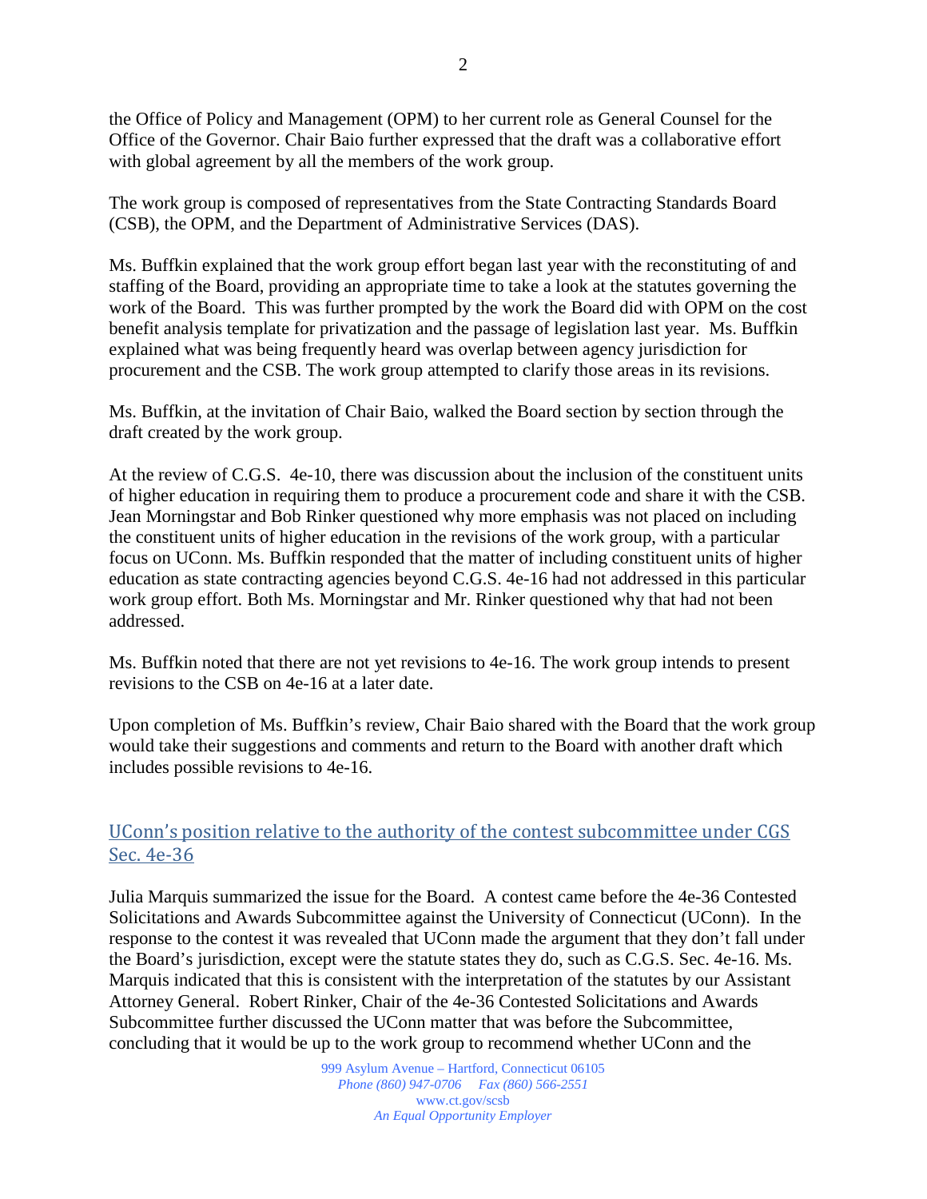the Office of Policy and Management (OPM) to her current role as General Counsel for the Office of the Governor. Chair Baio further expressed that the draft was a collaborative effort with global agreement by all the members of the work group.

The work group is composed of representatives from the State Contracting Standards Board (CSB), the OPM, and the Department of Administrative Services (DAS).

Ms. Buffkin explained that the work group effort began last year with the reconstituting of and staffing of the Board, providing an appropriate time to take a look at the statutes governing the work of the Board. This was further prompted by the work the Board did with OPM on the cost benefit analysis template for privatization and the passage of legislation last year. Ms. Buffkin explained what was being frequently heard was overlap between agency jurisdiction for procurement and the CSB. The work group attempted to clarify those areas in its revisions.

Ms. Buffkin, at the invitation of Chair Baio, walked the Board section by section through the draft created by the work group.

At the review of C.G.S. 4e-10, there was discussion about the inclusion of the constituent units of higher education in requiring them to produce a procurement code and share it with the CSB. Jean Morningstar and Bob Rinker questioned why more emphasis was not placed on including the constituent units of higher education in the revisions of the work group, with a particular focus on UConn. Ms. Buffkin responded that the matter of including constituent units of higher education as state contracting agencies beyond C.G.S. 4e-16 had not addressed in this particular work group effort. Both Ms. Morningstar and Mr. Rinker questioned why that had not been addressed.

Ms. Buffkin noted that there are not yet revisions to 4e-16. The work group intends to present revisions to the CSB on 4e-16 at a later date.

Upon completion of Ms. Buffkin's review, Chair Baio shared with the Board that the work group would take their suggestions and comments and return to the Board with another draft which includes possible revisions to 4e-16.

## UConn's position relative to the authority of the contest subcommittee under CGS Sec. 4e-36

Julia Marquis summarized the issue for the Board. A contest came before the 4e-36 Contested Solicitations and Awards Subcommittee against the University of Connecticut (UConn). In the response to the contest it was revealed that UConn made the argument that they don't fall under the Board's jurisdiction, except were the statute states they do, such as C.G.S. Sec. 4e-16. Ms. Marquis indicated that this is consistent with the interpretation of the statutes by our Assistant Attorney General. Robert Rinker, Chair of the 4e-36 Contested Solicitations and Awards Subcommittee further discussed the UConn matter that was before the Subcommittee, concluding that it would be up to the work group to recommend whether UConn and the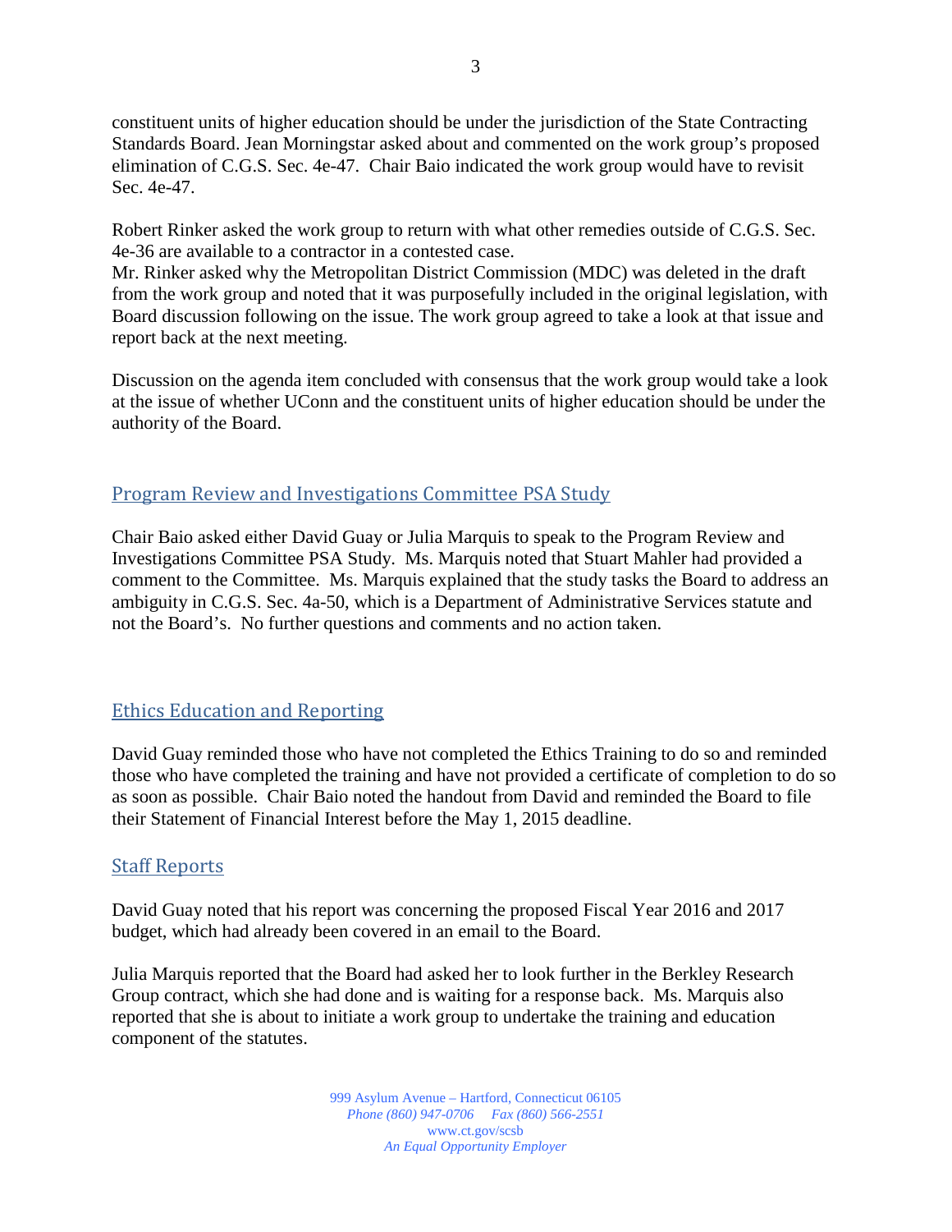constituent units of higher education should be under the jurisdiction of the State Contracting Standards Board. Jean Morningstar asked about and commented on the work group's proposed elimination of C.G.S. Sec. 4e-47. Chair Baio indicated the work group would have to revisit Sec. 4e-47.

Robert Rinker asked the work group to return with what other remedies outside of C.G.S. Sec. 4e-36 are available to a contractor in a contested case.
Mr. Rinker asked why the Metropolitan District Commission (MDC) was deleted in the draft from the work group and noted that it was purposefully included in the original legislation, with Board discussion following on the issue. The work group agreed to take a look at that issue and report back at the next meeting.

Discussion on the agenda item concluded with consensus that the work group would take a look at the issue of whether UConn and the constituent units of higher education should be under the authority of the Board.

## Program Review and Investigations Committee PSA Study

Chair Baio asked either David Guay or Julia Marquis to speak to the Program Review and Investigations Committee PSA Study. Ms. Marquis noted that Stuart Mahler had provided a comment to the Committee. Ms. Marquis explained that the study tasks the Board to address an ambiguity in C.G.S. Sec. 4a-50, which is a Department of Administrative Services statute and not the Board's. No further questions and comments and no action taken.

## Ethics Education and Reporting

David Guay reminded those who have not completed the Ethics Training to do so and reminded those who have completed the training and have not provided a certificate of completion to do so as soon as possible. Chair Baio noted the handout from David and reminded the Board to file their Statement of Financial Interest before the May 1, 2015 deadline.

## Staff Reports

David Guay noted that his report was concerning the proposed Fiscal Year 2016 and 2017 budget, which had already been covered in an email to the Board.

Julia Marquis reported that the Board had asked her to look further in the Berkley Research Group contract, which she had done and is waiting for a response back. Ms. Marquis also reported that she is about to initiate a work group to undertake the training and education component of the statutes.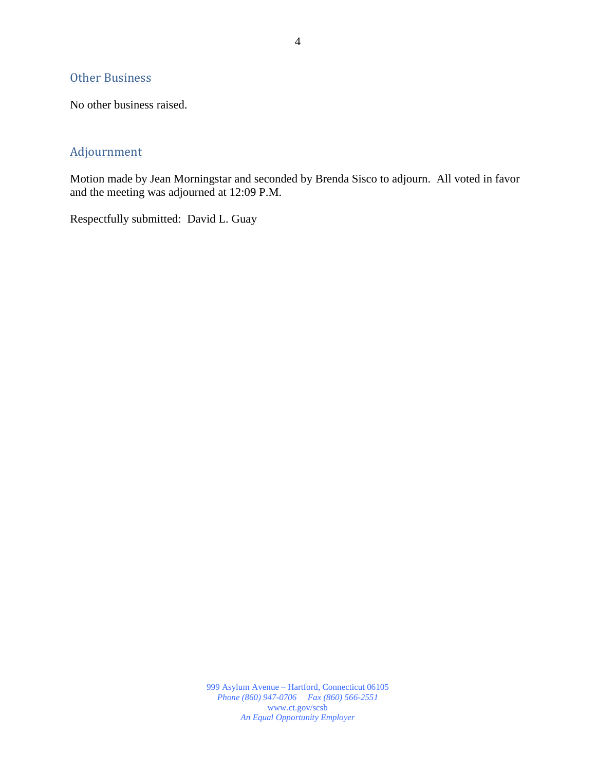## Other Business

No other business raised.

## Adjournment

Motion made by Jean Morningstar and seconded by Brenda Sisco to adjourn. All voted in favor and the meeting was adjourned at 12:09 P.M.

Respectfully submitted: David L. Guay

999 Asylum Avenue – Hartford, Connecticut 06105
*Phone (860) 947-0706 Fax (860) 566-2551*
www.ct.gov/scsb
*An Equal Opportunity Employer*